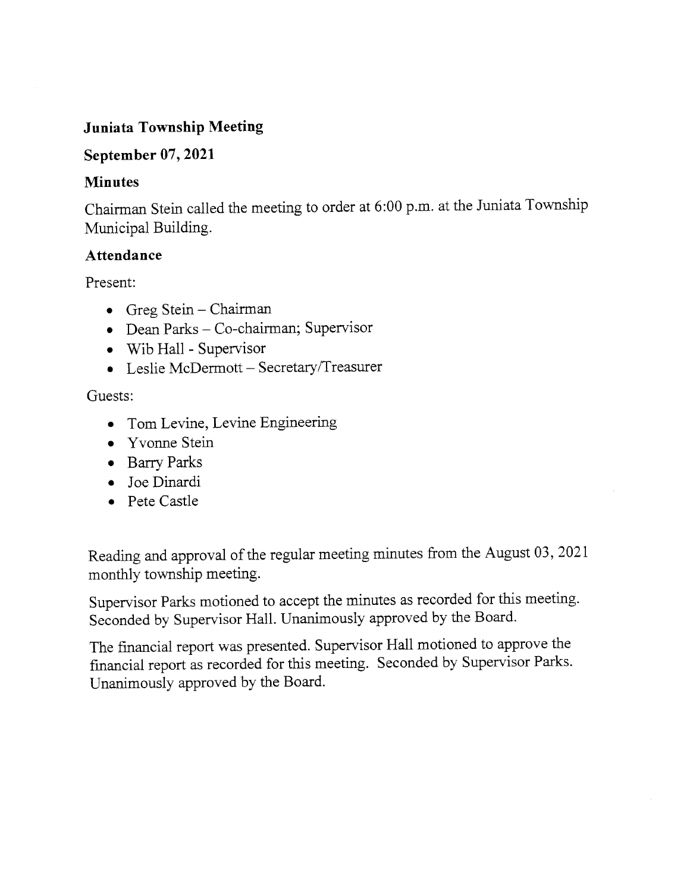## Juniata Township Meeting

## September 07, 2021

### Minutes

Chairman Stein called the meeting to order at 6:00 p.m. at the Juniata Township Municipal Building.

### Attendance

Present:

- Greg Stein – Chairman
- Dean Parks – Co-chairman; Supervisor
- Wib Hall - Supervisor
- Leslie McDermott – Secretary/Treasurer

Guests:

- Tom Levine, Levine Engineering
- Yvonne Stein
- Barry Parks
- Joe Dinardi
- Pete Castle

Reading and approval of the regular meeting minutes from the August 03, 2021 monthly township meeting.

Supervisor Parks motioned to accept the minutes as recorded for this meeting. Seconded by Supervisor Hall. Unanimously approved by the Board.

The financial report was presented. Supervisor Hall motioned to approve the financial report as recorded for this meeting. Seconded by Supervisor Parks. Unanimously approved by the Board.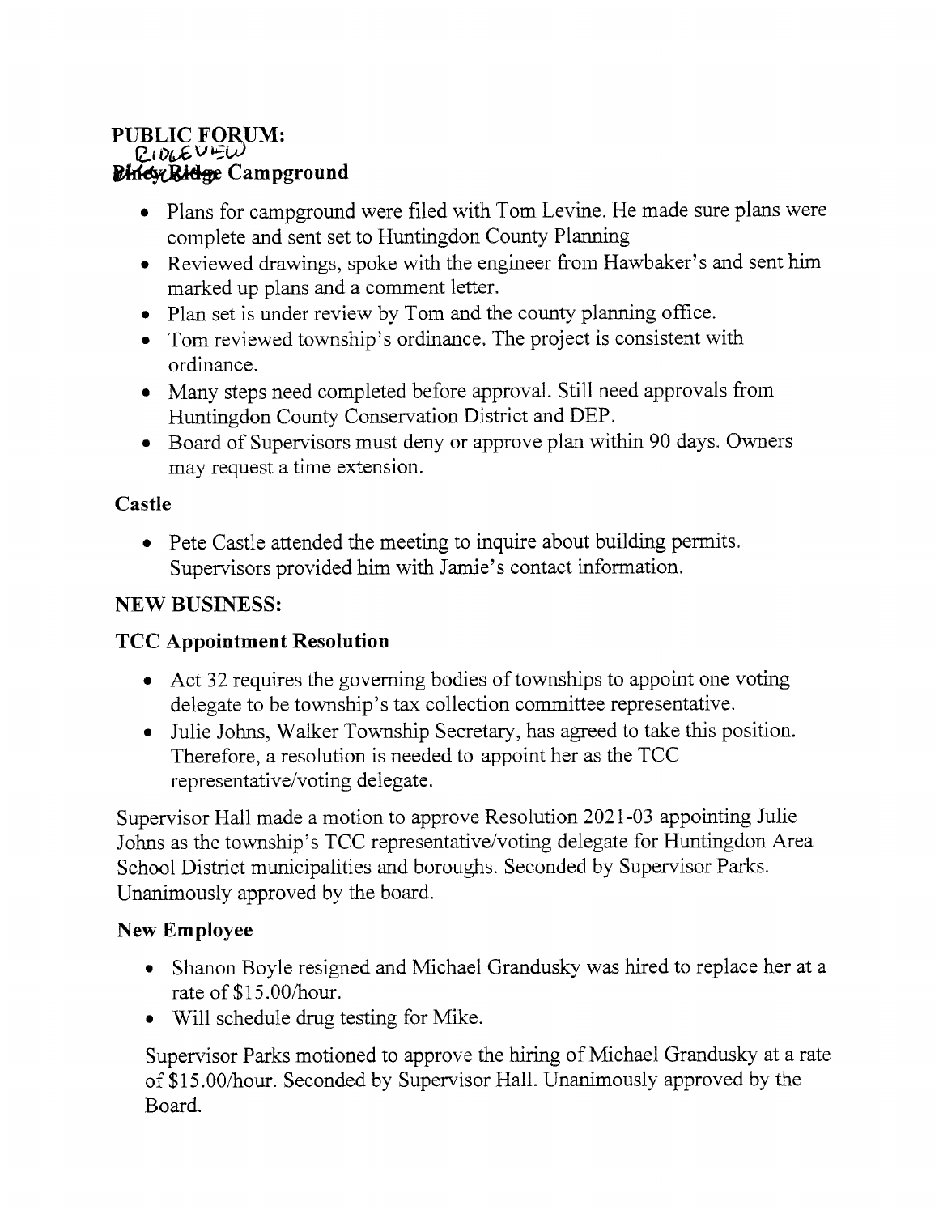**PUBLIC FORUM:**

**Ridgeview Campground**

- Plans for campground were filed with Tom Levine. He made sure plans were complete and sent set to Huntingdon County Planning
- Reviewed drawings, spoke with the engineer from Hawbaker's and sent him marked up plans and a comment letter.
- Plan set is under review by Tom and the county planning office.
- Tom reviewed township's ordinance. The project is consistent with ordinance.
- Many steps need completed before approval. Still need approvals from Huntingdon County Conservation District and DEP.
- Board of Supervisors must deny or approve plan within 90 days. Owners may request a time extension.

**Castle**

- Pete Castle attended the meeting to inquire about building permits. Supervisors provided him with Jamie's contact information.

**NEW BUSINESS:**

**TCC Appointment Resolution**

- Act 32 requires the governing bodies of townships to appoint one voting delegate to be township's tax collection committee representative.
- Julie Johns, Walker Township Secretary, has agreed to take this position. Therefore, a resolution is needed to appoint her as the TCC representative/voting delegate.

Supervisor Hall made a motion to approve Resolution 2021-03 appointing Julie Johns as the township's TCC representative/voting delegate for Huntingdon Area School District municipalities and boroughs. Seconded by Supervisor Parks. Unanimously approved by the board.

**New Employee**

- Shanon Boyle resigned and Michael Grandusky was hired to replace her at a rate of $15.00/hour.
- Will schedule drug testing for Mike.

Supervisor Parks motioned to approve the hiring of Michael Grandusky at a rate of $15.00/hour. Seconded by Supervisor Hall. Unanimously approved by the Board.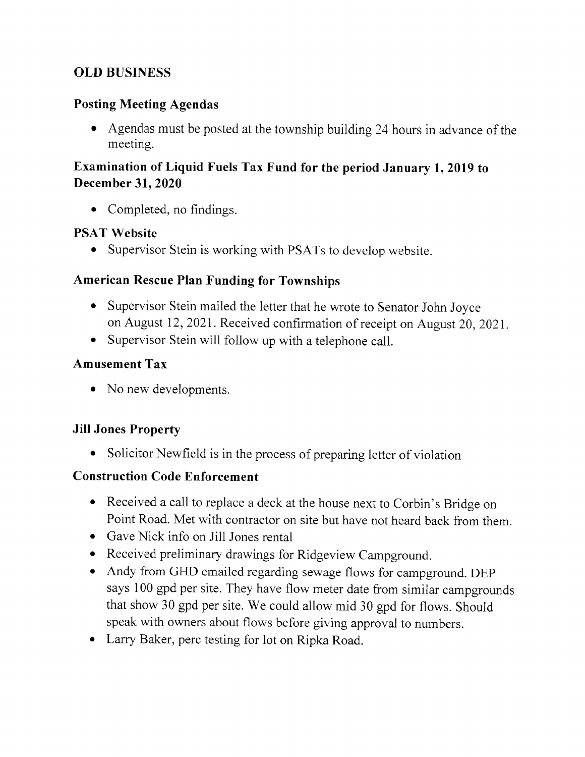## OLD BUSINESS

### Posting Meeting Agendas

- Agendas must be posted at the township building 24 hours in advance of the meeting.

### Examination of Liquid Fuels Tax Fund for the period January 1, 2019 to December 31, 2020

- Completed, no findings.

### PSAT Website

- Supervisor Stein is working with PSATs to develop website.

### American Rescue Plan Funding for Townships

- Supervisor Stein mailed the letter that he wrote to Senator John Joyce on August 12, 2021. Received confirmation of receipt on August 20, 2021.
- Supervisor Stein will follow up with a telephone call.

### Amusement Tax

- No new developments.

### Jill Jones Property

- Solicitor Newfield is in the process of preparing letter of violation

### Construction Code Enforcement

- Received a call to replace a deck at the house next to Corbin's Bridge on Point Road. Met with contractor on site but have not heard back from them.
- Gave Nick info on Jill Jones rental
- Received preliminary drawings for Ridgeview Campground.
- Andy from GHD emailed regarding sewage flows for campground. DEP says 100 gpd per site. They have flow meter date from similar campgrounds that show 30 gpd per site. We could allow mid 30 gpd for flows. Should speak with owners about flows before giving approval to numbers.
- Larry Baker, perc testing for lot on Ripka Road.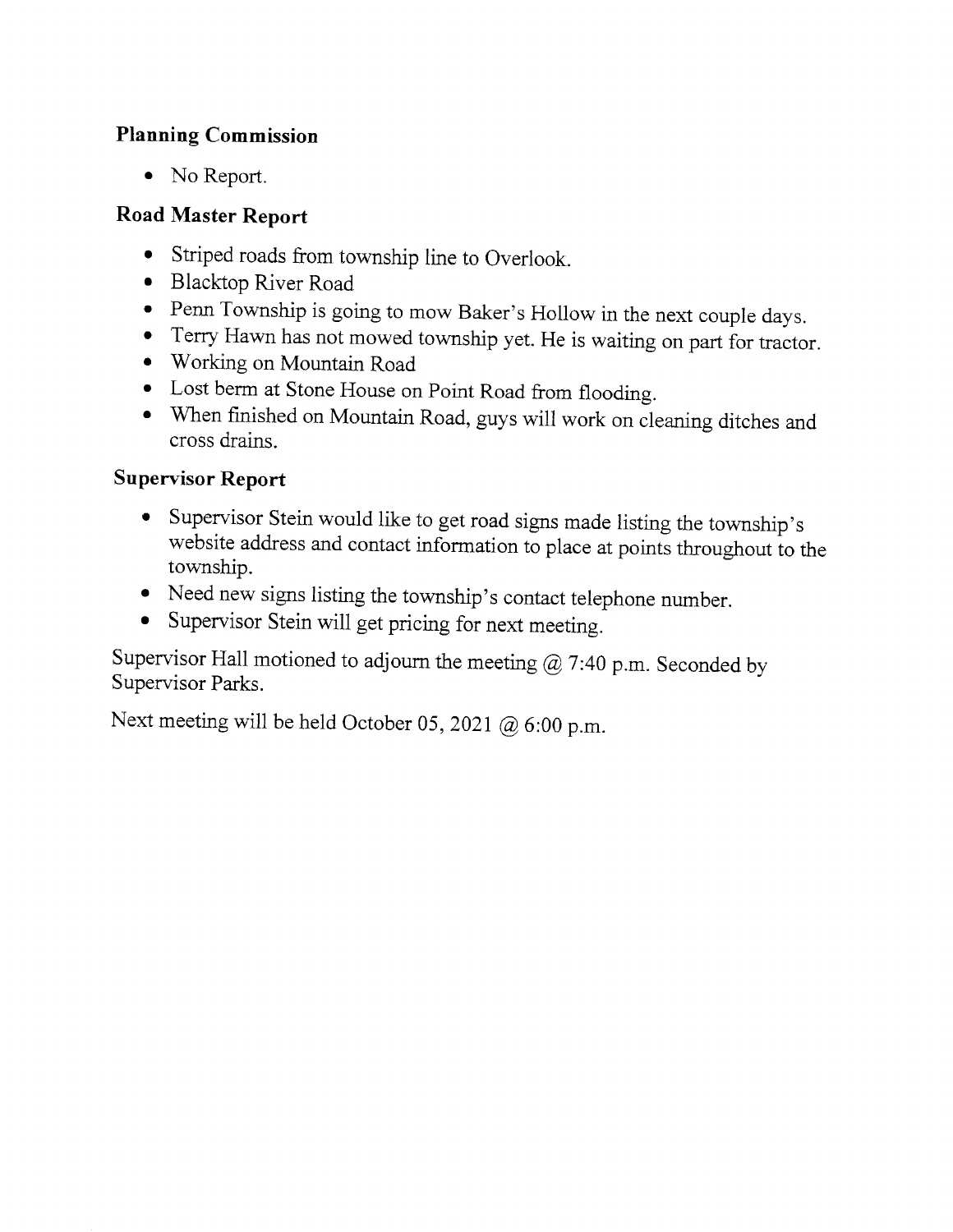**Planning Commission**

- No Report.

**Road Master Report**

- Striped roads from township line to Overlook.
- Blacktop River Road
- Penn Township is going to mow Baker's Hollow in the next couple days.
- Terry Hawn has not mowed township yet. He is waiting on part for tractor.
- Working on Mountain Road
- Lost berm at Stone House on Point Road from flooding.
- When finished on Mountain Road, guys will work on cleaning ditches and cross drains.

**Supervisor Report**

- Supervisor Stein would like to get road signs made listing the township's website address and contact information to place at points throughout to the township.
- Need new signs listing the township's contact telephone number.
- Supervisor Stein will get pricing for next meeting.

Supervisor Hall motioned to adjourn the meeting @ 7:40 p.m. Seconded by Supervisor Parks.

Next meeting will be held October 05, 2021 @ 6:00 p.m.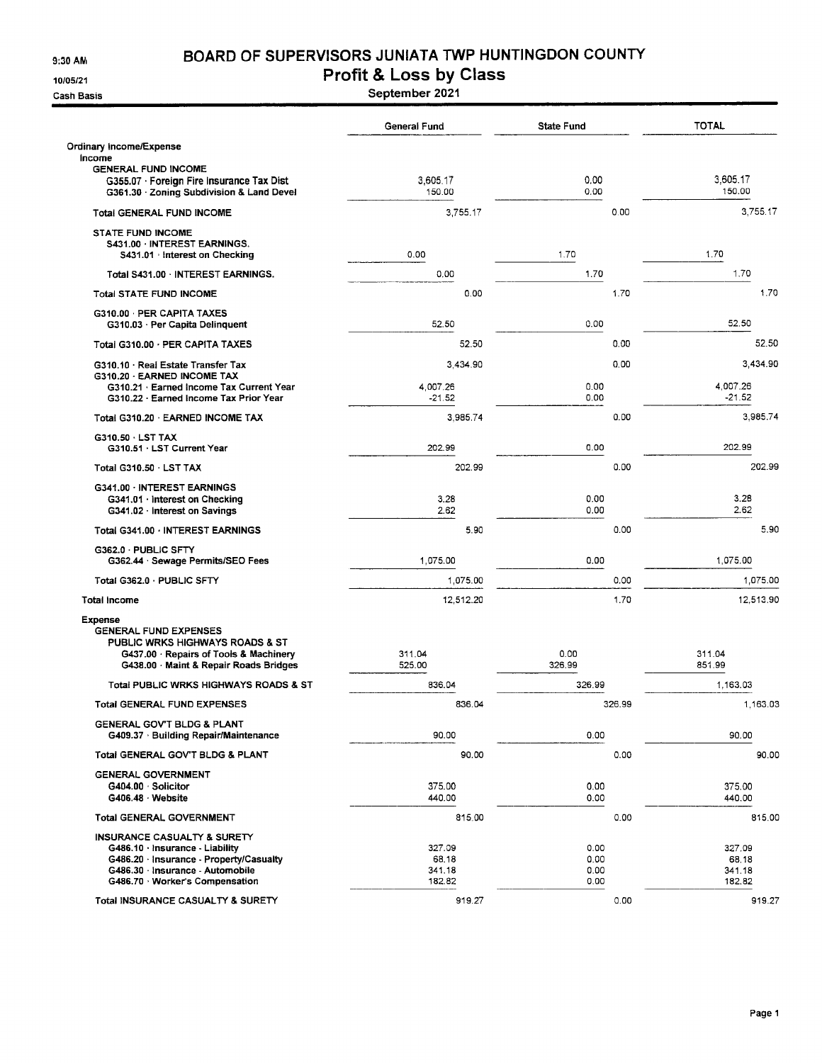9:30 AM

10/05/21

Cash Basis

# BOARD OF SUPERVISORS JUNIATA TWP HUNTINGDON COUNTY

## Profit & Loss by Class

### September 2021

| | General Fund | State Fund | TOTAL |
|---|---|---|---|
| **Ordinary Income/Expense** | | | |
| **Income** | | | |
| **GENERAL FUND INCOME** | | | |
| G355.07 · Foreign Fire Insurance Tax Dist | 3,605.17 | 0.00 | 3,605.17 |
| G361.30 · Zoning Subdivision & Land Devel | 150.00 | 0.00 | 150.00 |
| **Total GENERAL FUND INCOME** | 3,755.17 | 0.00 | 3,755.17 |
| **STATE FUND INCOME** | | | |
| S431.00 · INTEREST EARNINGS. | | | |
| S431.01 · Interest on Checking | 0.00 | 1.70 | 1.70 |
| Total S431.00 · INTEREST EARNINGS. | 0.00 | 1.70 | 1.70 |
| **Total STATE FUND INCOME** | 0.00 | 1.70 | 1.70 |
| G310.00 · PER CAPITA TAXES | | | |
| G310.03 · Per Capita Delinquent | 52.50 | 0.00 | 52.50 |
| Total G310.00 · PER CAPITA TAXES | 52.50 | 0.00 | 52.50 |
| G310.10 · Real Estate Transfer Tax | 3,434.90 | 0.00 | 3,434.90 |
| G310.20 · EARNED INCOME TAX | | | |
| G310.21 · Earned Income Tax Current Year | 4,007.26 | 0.00 | 4,007.26 |
| G310.22 · Earned Income Tax Prior Year | -21.52 | 0.00 | -21.52 |
| Total G310.20 · EARNED INCOME TAX | 3,985.74 | 0.00 | 3,985.74 |
| G310.50 · LST TAX | | | |
| G310.51 · LST Current Year | 202.99 | 0.00 | 202.99 |
| Total G310.50 · LST TAX | 202.99 | 0.00 | 202.99 |
| G341.00 · INTEREST EARNINGS | | | |
| G341.01 · Interest on Checking | 3.28 | 0.00 | 3.28 |
| G341.02 · Interest on Savings | 2.62 | 0.00 | 2.62 |
| Total G341.00 · INTEREST EARNINGS | 5.90 | 0.00 | 5.90 |
| G362.0 · PUBLIC SFTY | | | |
| G362.44 · Sewage Permits/SEO Fees | 1,075.00 | 0.00 | 1,075.00 |
| Total G362.0 · PUBLIC SFTY | 1,075.00 | 0.00 | 1,075.00 |
| **Total Income** | 12,512.20 | 1.70 | 12,513.90 |
| **Expense** | | | |
| **GENERAL FUND EXPENSES** | | | |
| **PUBLIC WRKS HIGHWAYS ROADS & ST** | | | |
| G437.00 · Repairs of Tools & Machinery | 311.04 | 0.00 | 311.04 |
| G438.00 · Maint & Repair Roads Bridges | 525.00 | 326.99 | 851.99 |
| **Total PUBLIC WRKS HIGHWAYS ROADS & ST** | 836.04 | 326.99 | 1,163.03 |
| **Total GENERAL FUND EXPENSES** | 836.04 | 326.99 | 1,163.03 |
| **GENERAL GOV'T BLDG & PLANT** | | | |
| G409.37 · Building Repair/Maintenance | 90.00 | 0.00 | 90.00 |
| **Total GENERAL GOV'T BLDG & PLANT** | 90.00 | 0.00 | 90.00 |
| **GENERAL GOVERNMENT** | | | |
| G404.00 · Solicitor | 375.00 | 0.00 | 375.00 |
| G406.48 · Website | 440.00 | 0.00 | 440.00 |
| **Total GENERAL GOVERNMENT** | 815.00 | 0.00 | 815.00 |
| **INSURANCE CASUALTY & SURETY** | | | |
| G486.10 · Insurance - Liability | 327.09 | 0.00 | 327.09 |
| G486.20 · Insurance - Property/Casualty | 68.18 | 0.00 | 68.18 |
| G486.30 · Insurance - Automobile | 341.18 | 0.00 | 341.18 |
| G486.70 · Worker's Compensation | 182.82 | 0.00 | 182.82 |
| **Total INSURANCE CASUALTY & SURETY** | 919.27 | 0.00 | 919.27 |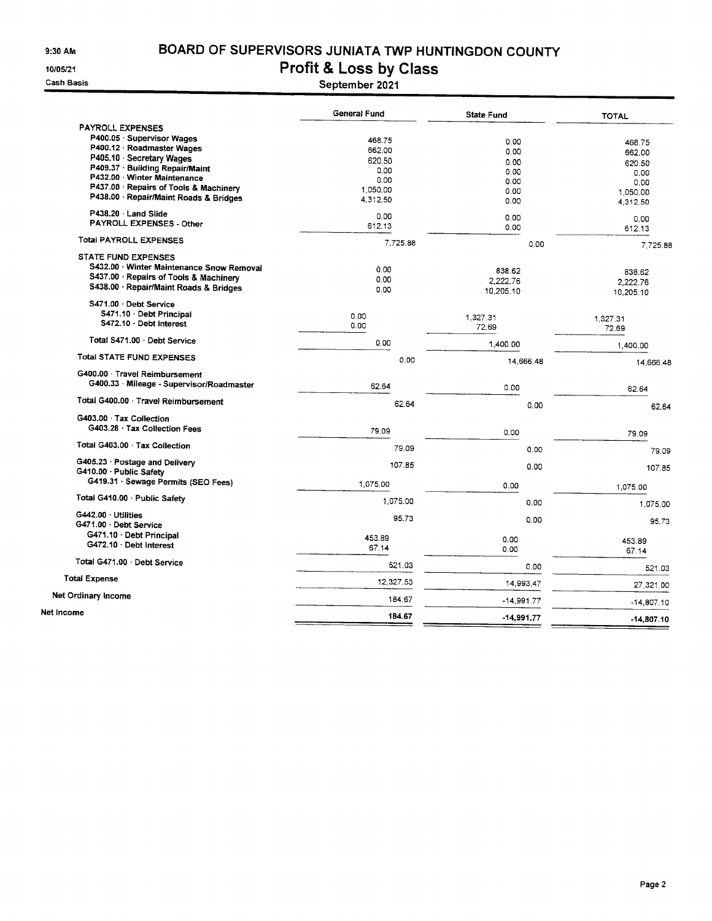9:30 AM

10/05/21

Cash Basis

# BOARD OF SUPERVISORS JUNIATA TWP HUNTINGDON COUNTY

## Profit & Loss by Class

### September 2021

| | General Fund | State Fund | TOTAL |
|---|---|---|---|
| **PAYROLL EXPENSES** | | | |
| P400.05 · Supervisor Wages | 468.75 | 0.00 | 468.75 |
| P400.12 · Roadmaster Wages | 662.00 | 0.00 | 662.00 |
| P405.10 · Secretary Wages | 620.50 | 0.00 | 620.50 |
| P409.37 · Building Repair/Maint | 0.00 | 0.00 | 0.00 |
| P432.00 · Winter Maintenance | 0.00 | 0.00 | 0.00 |
| P437.00 · Repairs of Tools & Machinery | 1,050.00 | 0.00 | 1,050.00 |
| P438.00 · Repair/Maint Roads & Bridges | 4,312.50 | 0.00 | 4,312.50 |
| P438.20 · Land Slide | 0.00 | 0.00 | 0.00 |
| PAYROLL EXPENSES - Other | 612.13 | 0.00 | 612.13 |
| Total PAYROLL EXPENSES | 7,725.88 | 0.00 | 7,725.88 |
| **STATE FUND EXPENSES** | | | |
| S432.00 · Winter Maintenance Snow Removal | 0.00 | 838.62 | 838.62 |
| S437.00 · Repairs of Tools & Machinery | 0.00 | 2,222.76 | 2,222.76 |
| S438.00 · Repair/Maint Roads & Bridges | 0.00 | 10,205.10 | 10,205.10 |
| S471.00 · Debt Service | | | |
| S471.10 · Debt Principal | 0.00 | 1,327.31 | 1,327.31 |
| S472.10 · Debt Interest | 0.00 | 72.69 | 72.69 |
| Total S471.00 · Debt Service | 0.00 | 1,400.00 | 1,400.00 |
| Total STATE FUND EXPENSES | 0.00 | 14,666.48 | 14,666.48 |
| G400.00 · Travel Reimbursement | | | |
| G400.33 · Mileage - Supervisor/Roadmaster | 62.64 | 0.00 | 62.64 |
| Total G400.00 · Travel Reimbursement | 62.64 | 0.00 | 62.64 |
| G403.00 · Tax Collection | | | |
| G403.28 · Tax Collection Fees | 79.09 | 0.00 | 79.09 |
| Total G403.00 · Tax Collection | 79.09 | 0.00 | 79.09 |
| G405.23 · Postage and Delivery | 107.85 | 0.00 | 107.85 |
| G410.00 · Public Safety | | | |
| G419.31 · Sewage Permits (SEO Fees) | 1,075.00 | 0.00 | 1,075.00 |
| Total G410.00 · Public Safety | 1,075.00 | 0.00 | 1,075.00 |
| G442.00 · Utilities | 95.73 | 0.00 | 95.73 |
| G471.00 · Debt Service | | | |
| G471.10 · Debt Principal | 453.89 | 0.00 | 453.89 |
| G472.10 · Debt Interest | 67.14 | 0.00 | 67.14 |
| Total G471.00 · Debt Service | 521.03 | 0.00 | 521.03 |
| Total Expense | 12,327.53 | 14,993.47 | 27,321.00 |
| Net Ordinary Income | 184.67 | -14,991.77 | -14,807.10 |
| **Net Income** | **184.67** | **-14,991.77** | **-14,807.10** |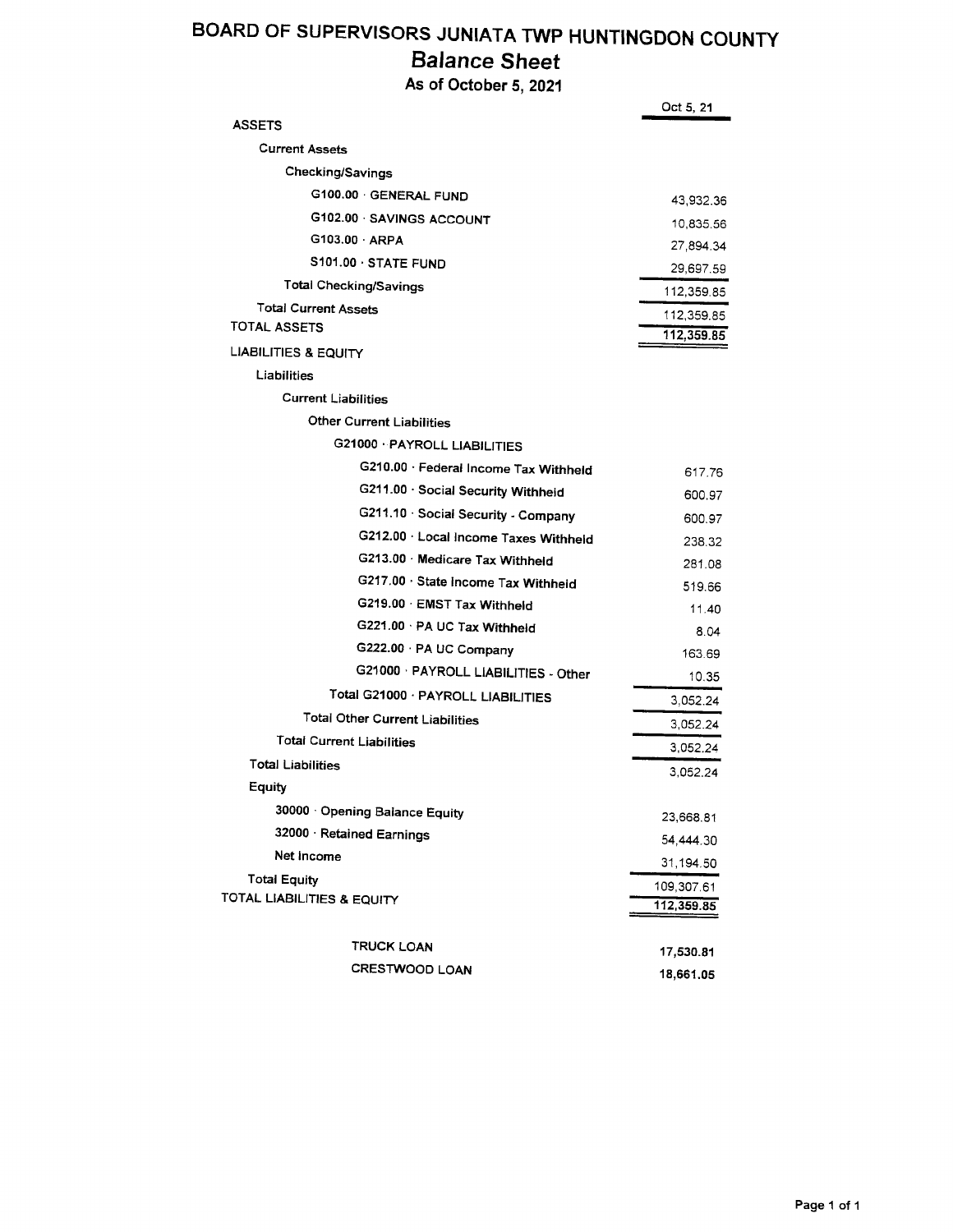# BOARD OF SUPERVISORS JUNIATA TWP HUNTINGDON COUNTY

## Balance Sheet

### As of October 5, 2021

| | Oct 5, 21 |
|---|---|
| **ASSETS** | |
| Current Assets | |
| Checking/Savings | |
| G100.00 · GENERAL FUND | 43,932.36 |
| G102.00 · SAVINGS ACCOUNT | 10,835.56 |
| G103.00 · ARPA | 27,894.34 |
| S101.00 · STATE FUND | 29,697.59 |
| Total Checking/Savings | 112,359.85 |
| Total Current Assets | 112,359.85 |
| **TOTAL ASSETS** | **112,359.85** |
| **LIABILITIES & EQUITY** | |
| Liabilities | |
| Current Liabilities | |
| Other Current Liabilities | |
| G21000 · PAYROLL LIABILITIES | |
| G210.00 · Federal Income Tax Withheld | 617.76 |
| G211.00 · Social Security Withheld | 600.97 |
| G211.10 · Social Security - Company | 600.97 |
| G212.00 · Local Income Taxes Withheld | 238.32 |
| G213.00 · Medicare Tax Withheld | 281.08 |
| G217.00 · State Income Tax Withheld | 519.66 |
| G219.00 · EMST Tax Withheld | 11.40 |
| G221.00 · PA UC Tax Withheld | 8.04 |
| G222.00 · PA UC Company | 163.69 |
| G21000 · PAYROLL LIABILITIES - Other | 10.35 |
| Total G21000 · PAYROLL LIABILITIES | 3,052.24 |
| Total Other Current Liabilities | 3,052.24 |
| Total Current Liabilities | 3,052.24 |
| Total Liabilities | 3,052.24 |
| Equity | |
| 30000 · Opening Balance Equity | 23,668.81 |
| 32000 · Retained Earnings | 54,444.30 |
| Net Income | 31,194.50 |
| Total Equity | 109,307.61 |
| **TOTAL LIABILITIES & EQUITY** | **112,359.85** |

| | |
|---|---|
| TRUCK LOAN | **17,530.81** |
| CRESTWOOD LOAN | **18,661.05** |